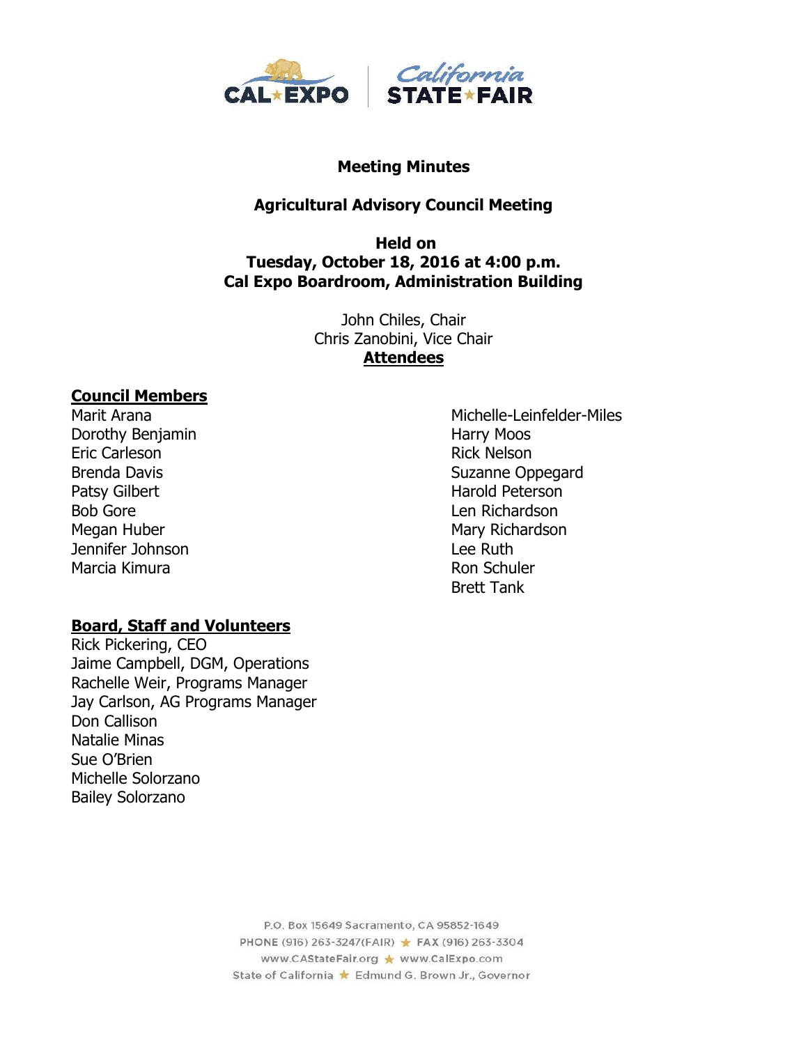**Meeting Minutes**

**Agricultural Advisory Council Meeting**

**Held on**
**Tuesday, October 18, 2016 at 4:00 p.m.**
**Cal Expo Boardroom, Administration Building**

John Chiles, Chair
Chris Zanobini, Vice Chair

**Attendees**

**Council Members**

Marit Arana
Dorothy Benjamin
Eric Carleson
Brenda Davis
Patsy Gilbert
Bob Gore
Megan Huber
Jennifer Johnson
Marcia Kimura
Michelle-Leinfelder-Miles
Harry Moos
Rick Nelson
Suzanne Oppegard
Harold Peterson
Len Richardson
Mary Richardson
Lee Ruth
Ron Schuler
Brett Tank

**Board, Staff and Volunteers**

Rick Pickering, CEO
Jaime Campbell, DGM, Operations
Rachelle Weir, Programs Manager
Jay Carlson, AG Programs Manager
Don Callison
Natalie Minas
Sue O'Brien
Michelle Solorzano
Bailey Solorzano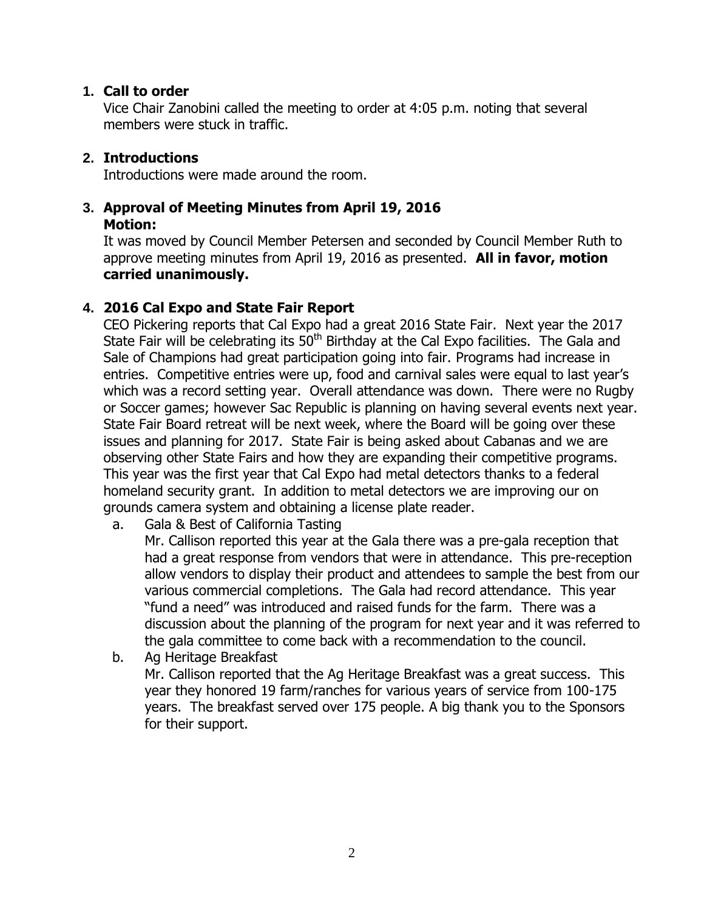1. **Call to order**

   Vice Chair Zanobini called the meeting to order at 4:05 p.m. noting that several members were stuck in traffic.

2. **Introductions**

   Introductions were made around the room.

3. **Approval of Meeting Minutes from April 19, 2016**
   **Motion:**

   It was moved by Council Member Petersen and seconded by Council Member Ruth to approve meeting minutes from April 19, 2016 as presented. **All in favor, motion carried unanimously.**

4. **2016 Cal Expo and State Fair Report**

   CEO Pickering reports that Cal Expo had a great 2016 State Fair. Next year the 2017 State Fair will be celebrating its 50th Birthday at the Cal Expo facilities. The Gala and Sale of Champions had great participation going into fair. Programs had increase in entries. Competitive entries were up, food and carnival sales were equal to last year's which was a record setting year. Overall attendance was down. There were no Rugby or Soccer games; however Sac Republic is planning on having several events next year. State Fair Board retreat will be next week, where the Board will be going over these issues and planning for 2017. State Fair is being asked about Cabanas and we are observing other State Fairs and how they are expanding their competitive programs. This year was the first year that Cal Expo had metal detectors thanks to a federal homeland security grant. In addition to metal detectors we are improving our on grounds camera system and obtaining a license plate reader.

   a. Gala & Best of California Tasting

      Mr. Callison reported this year at the Gala there was a pre-gala reception that had a great response from vendors that were in attendance. This pre-reception allow vendors to display their product and attendees to sample the best from our various commercial completions. The Gala had record attendance. This year "fund a need" was introduced and raised funds for the farm. There was a discussion about the planning of the program for next year and it was referred to the gala committee to come back with a recommendation to the council.

   b. Ag Heritage Breakfast

      Mr. Callison reported that the Ag Heritage Breakfast was a great success. This year they honored 19 farm/ranches for various years of service from 100-175 years. The breakfast served over 175 people. A big thank you to the Sponsors for their support.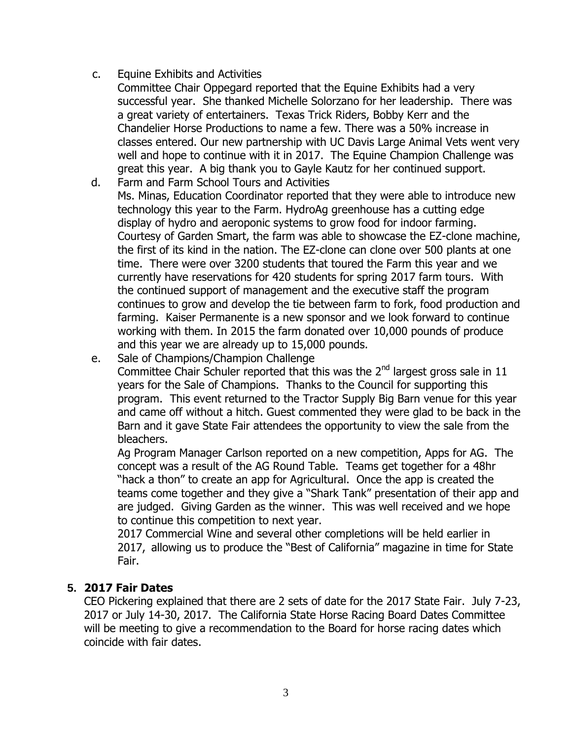c. Equine Exhibits and Activities

Committee Chair Oppegard reported that the Equine Exhibits had a very successful year. She thanked Michelle Solorzano for her leadership. There was a great variety of entertainers. Texas Trick Riders, Bobby Kerr and the Chandelier Horse Productions to name a few. There was a 50% increase in classes entered. Our new partnership with UC Davis Large Animal Vets went very well and hope to continue with it in 2017. The Equine Champion Challenge was great this year. A big thank you to Gayle Kautz for her continued support.

d. Farm and Farm School Tours and Activities

Ms. Minas, Education Coordinator reported that they were able to introduce new technology this year to the Farm. HydroAg greenhouse has a cutting edge display of hydro and aeroponic systems to grow food for indoor farming. Courtesy of Garden Smart, the farm was able to showcase the EZ-clone machine, the first of its kind in the nation. The EZ-clone can clone over 500 plants at one time. There were over 3200 students that toured the Farm this year and we currently have reservations for 420 students for spring 2017 farm tours. With the continued support of management and the executive staff the program continues to grow and develop the tie between farm to fork, food production and farming. Kaiser Permanente is a new sponsor and we look forward to continue working with them. In 2015 the farm donated over 10,000 pounds of produce and this year we are already up to 15,000 pounds.

e. Sale of Champions/Champion Challenge

Committee Chair Schuler reported that this was the 2nd largest gross sale in 11 years for the Sale of Champions. Thanks to the Council for supporting this program. This event returned to the Tractor Supply Big Barn venue for this year and came off without a hitch. Guest commented they were glad to be back in the Barn and it gave State Fair attendees the opportunity to view the sale from the bleachers.

Ag Program Manager Carlson reported on a new competition, Apps for AG. The concept was a result of the AG Round Table. Teams get together for a 48hr "hack a thon" to create an app for Agricultural. Once the app is created the teams come together and they give a "Shark Tank" presentation of their app and are judged. Giving Garden as the winner. This was well received and we hope to continue this competition to next year.

2017 Commercial Wine and several other completions will be held earlier in 2017, allowing us to produce the "Best of California" magazine in time for State Fair.

**5. 2017 Fair Dates**

CEO Pickering explained that there are 2 sets of date for the 2017 State Fair. July 7-23, 2017 or July 14-30, 2017. The California State Horse Racing Board Dates Committee will be meeting to give a recommendation to the Board for horse racing dates which coincide with fair dates.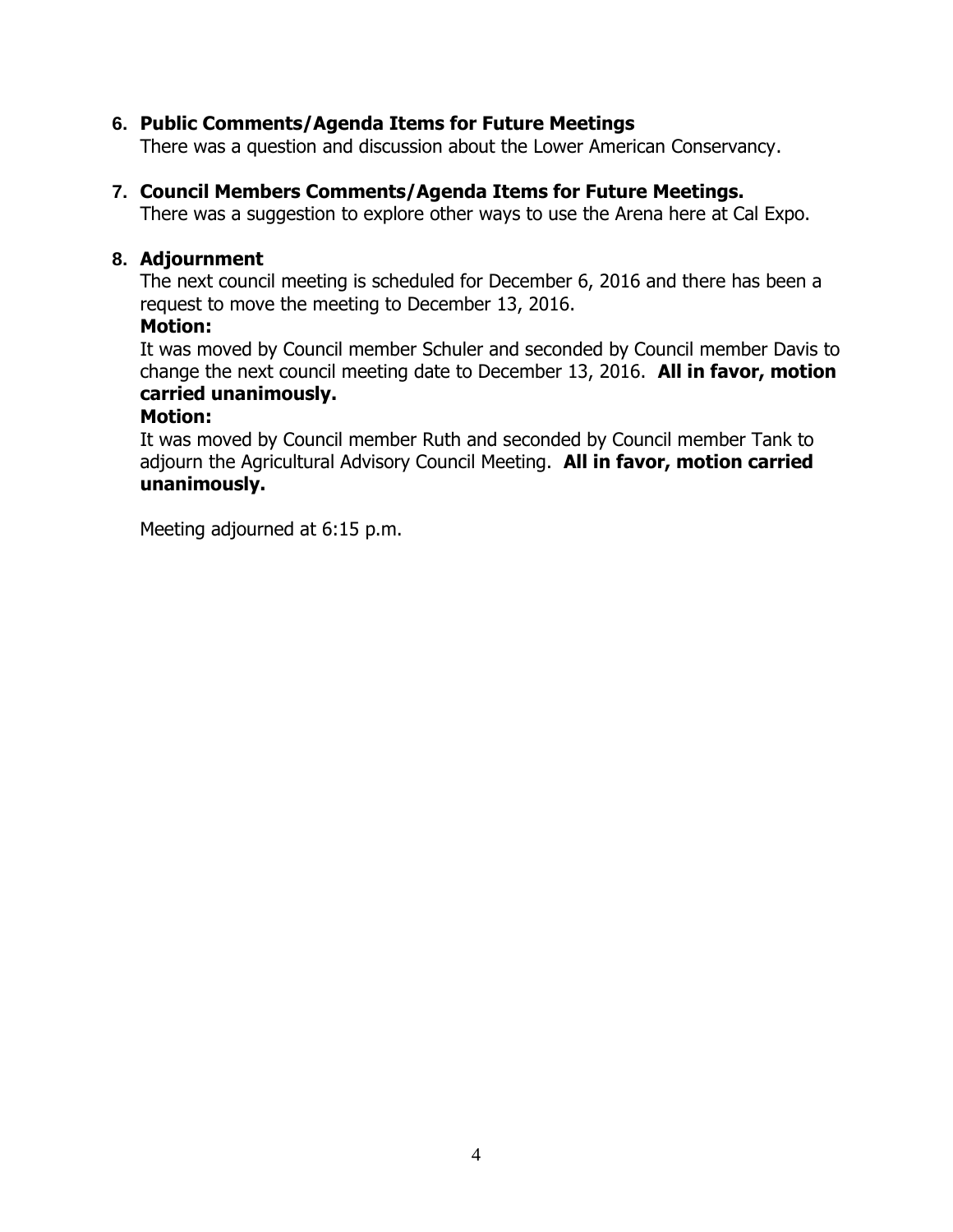6. **Public Comments/Agenda Items for Future Meetings**

   There was a question and discussion about the Lower American Conservancy.

7. **Council Members Comments/Agenda Items for Future Meetings.**

   There was a suggestion to explore other ways to use the Arena here at Cal Expo.

8. **Adjournment**

   The next council meeting is scheduled for December 6, 2016 and there has been a request to move the meeting to December 13, 2016.

   **Motion:**

   It was moved by Council member Schuler and seconded by Council member Davis to change the next council meeting date to December 13, 2016. **All in favor, motion carried unanimously.**

   **Motion:**

   It was moved by Council member Ruth and seconded by Council member Tank to adjourn the Agricultural Advisory Council Meeting. **All in favor, motion carried unanimously.**

   Meeting adjourned at 6:15 p.m.